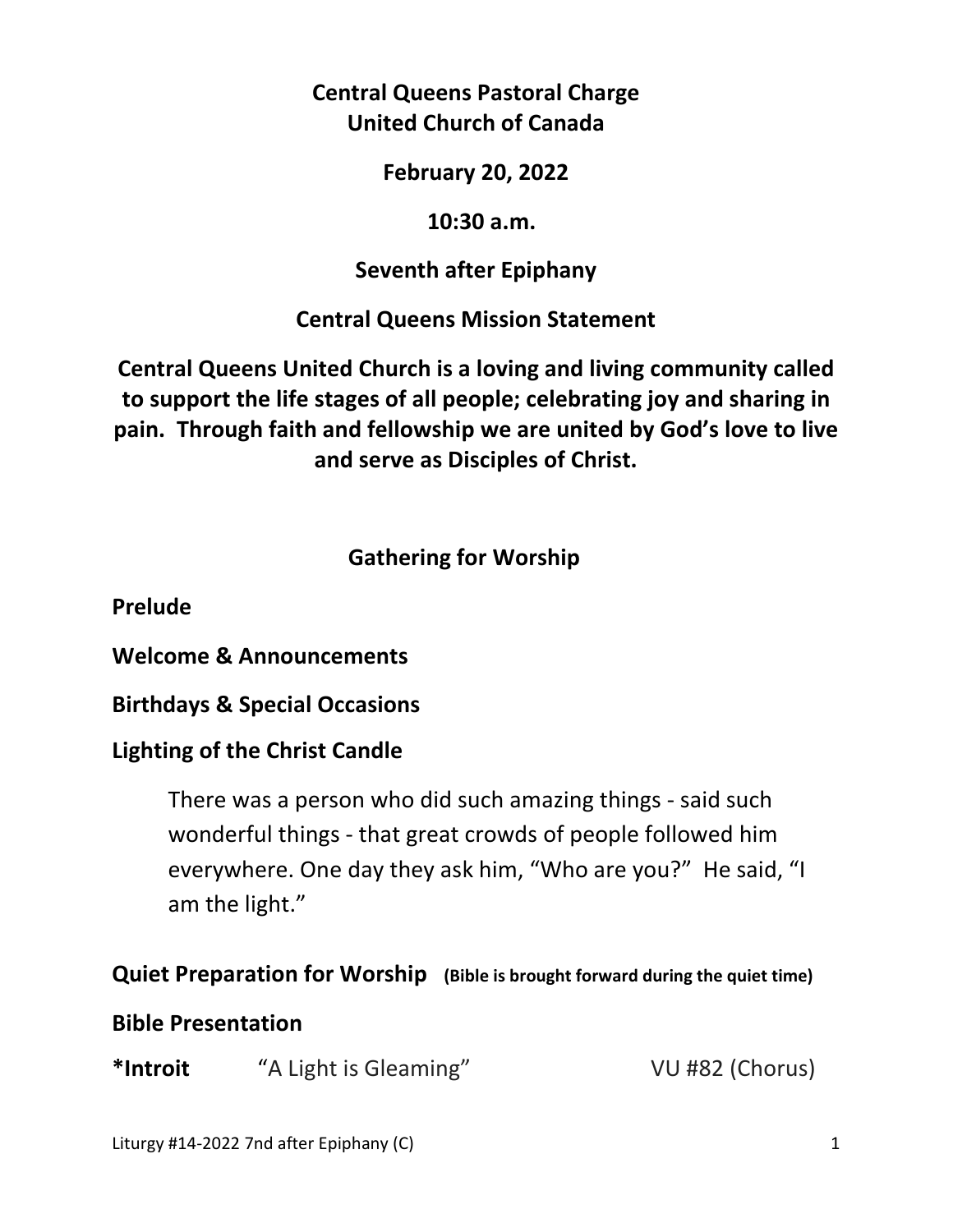**Central Queens Pastoral Charge**
**United Church of Canada**

**February 20, 2022**

**10:30 a.m.**

**Seventh after Epiphany**

**Central Queens Mission Statement**

**Central Queens United Church is a loving and living community called to support the life stages of all people; celebrating joy and sharing in pain. Through faith and fellowship we are united by God's love to live and serve as Disciples of Christ.**

## Gathering for Worship

**Prelude**

**Welcome & Announcements**

**Birthdays & Special Occasions**

**Lighting of the Christ Candle**

> There was a person who did such amazing things - said such wonderful things - that great crowds of people followed him everywhere. One day they ask him, "Who are you?" He said, "I am the light."

**Quiet Preparation for Worship** **(Bible is brought forward during the quiet time)**

**Bible Presentation**

***Introit** "A Light is Gleaming" VU #82 (Chorus)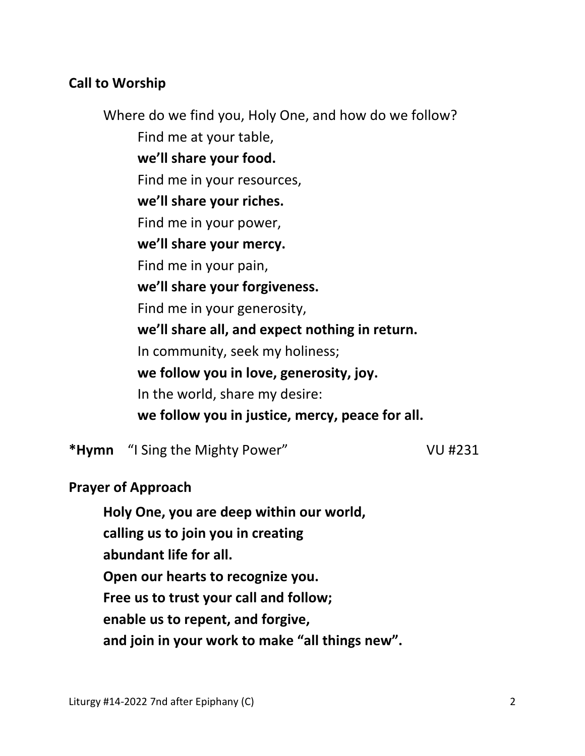**Call to Worship**

Where do we find you, Holy One, and how do we follow?

Find me at your table,
**we'll share your food.**
Find me in your resources,
**we'll share your riches.**
Find me in your power,
**we'll share your mercy.**
Find me in your pain,
**we'll share your forgiveness.**
Find me in your generosity,
**we'll share all, and expect nothing in return.**
In community, seek my holiness;
**we follow you in love, generosity, joy.**
In the world, share my desire:
**we follow you in justice, mercy, peace for all.**

**\*Hymn** "I Sing the Mighty Power" VU #231

**Prayer of Approach**

**Holy One, you are deep within our world,**
**calling us to join you in creating**
**abundant life for all.**
**Open our hearts to recognize you.**
**Free us to trust your call and follow;**
**enable us to repent, and forgive,**
**and join in your work to make "all things new".**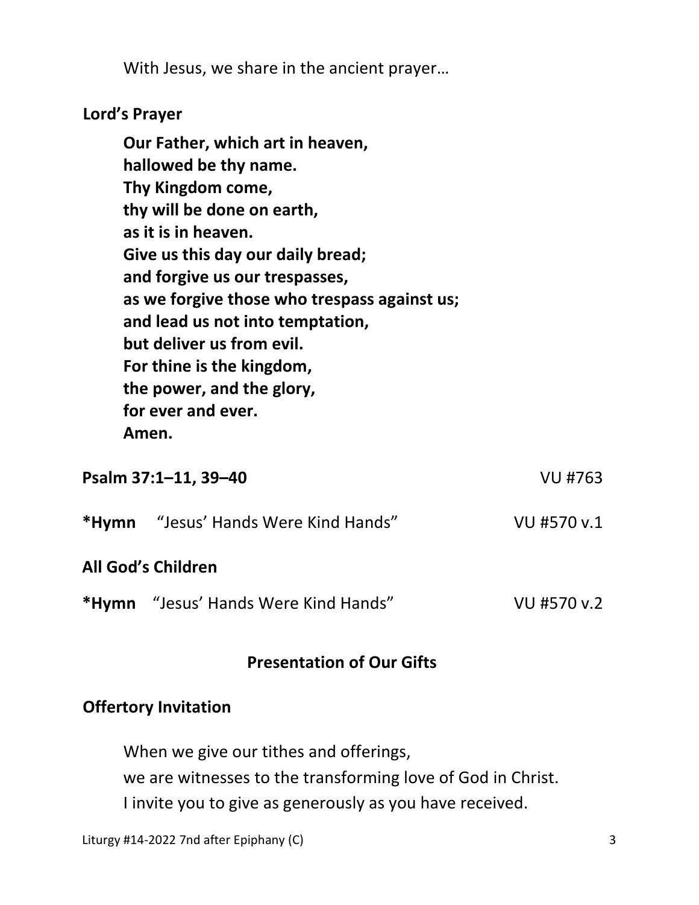With Jesus, we share in the ancient prayer…

**Lord's Prayer**

**Our Father, which art in heaven,**
**hallowed be thy name.**
**Thy Kingdom come,**
**thy will be done on earth,**
**as it is in heaven.**
**Give us this day our daily bread;**
**and forgive us our trespasses,**
**as we forgive those who trespass against us;**
**and lead us not into temptation,**
**but deliver us from evil.**
**For thine is the kingdom,**
**the power, and the glory,**
**for ever and ever.**
**Amen.**

**Psalm 37:1–11, 39–40** VU #763

***Hymn** "Jesus' Hands Were Kind Hands" VU #570 v.1

**All God's Children**

***Hymn** "Jesus' Hands Were Kind Hands" VU #570 v.2

## Presentation of Our Gifts

**Offertory Invitation**

When we give our tithes and offerings,
we are witnesses to the transforming love of God in Christ.
I invite you to give as generously as you have received.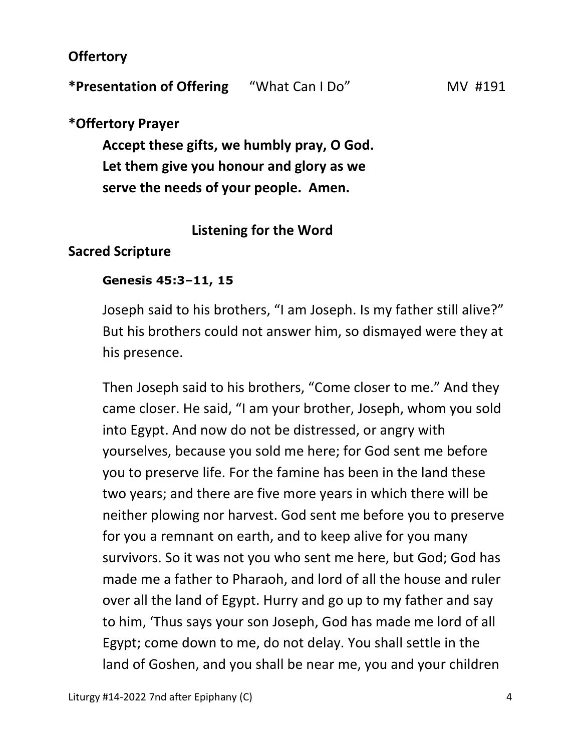**Offertory**

**\*Presentation of Offering** "What Can I Do" MV #191

**\*Offertory Prayer**

**Accept these gifts, we humbly pray, O God.
Let them give you honour and glory as we
serve the needs of your people. Amen.**

## Listening for the Word

**Sacred Scripture**

**Genesis 45:3–11, 15**

Joseph said to his brothers, "I am Joseph. Is my father still alive?" But his brothers could not answer him, so dismayed were they at his presence.

Then Joseph said to his brothers, "Come closer to me." And they came closer. He said, "I am your brother, Joseph, whom you sold into Egypt. And now do not be distressed, or angry with yourselves, because you sold me here; for God sent me before you to preserve life. For the famine has been in the land these two years; and there are five more years in which there will be neither plowing nor harvest. God sent me before you to preserve for you a remnant on earth, and to keep alive for you many survivors. So it was not you who sent me here, but God; God has made me a father to Pharaoh, and lord of all the house and ruler over all the land of Egypt. Hurry and go up to my father and say to him, 'Thus says your son Joseph, God has made me lord of all Egypt; come down to me, do not delay. You shall settle in the land of Goshen, and you shall be near me, you and your children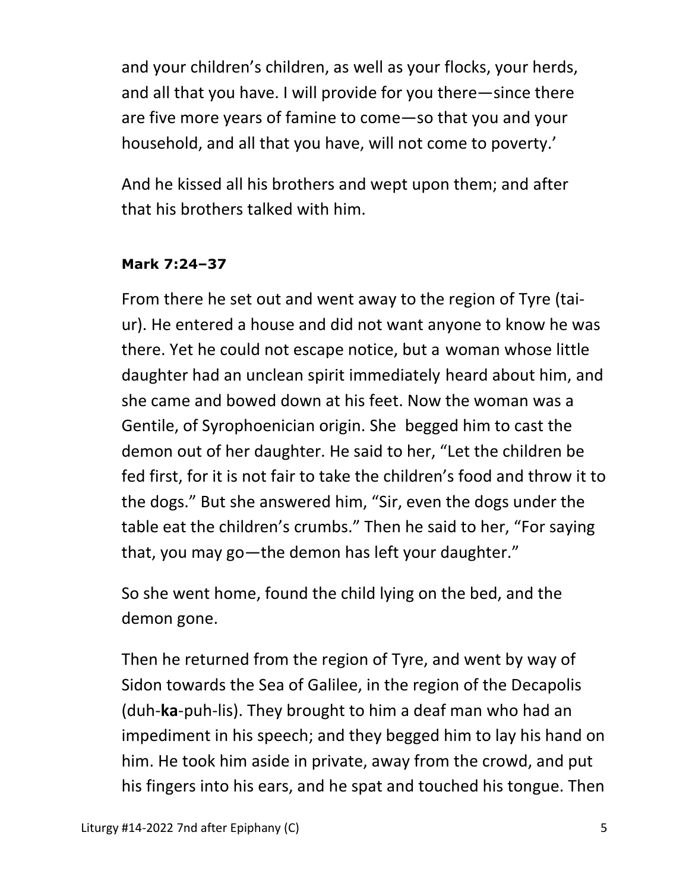and your children's children, as well as your flocks, your herds, and all that you have. I will provide for you there—since there are five more years of famine to come—so that you and your household, and all that you have, will not come to poverty.'

And he kissed all his brothers and wept upon them; and after that his brothers talked with him.

**Mark 7:24–37**

From there he set out and went away to the region of Tyre (tai-ur). He entered a house and did not want anyone to know he was there. Yet he could not escape notice, but a woman whose little daughter had an unclean spirit immediately heard about him, and she came and bowed down at his feet. Now the woman was a Gentile, of Syrophoenician origin. She begged him to cast the demon out of her daughter. He said to her, "Let the children be fed first, for it is not fair to take the children's food and throw it to the dogs." But she answered him, "Sir, even the dogs under the table eat the children's crumbs." Then he said to her, "For saying that, you may go—the demon has left your daughter."

So she went home, found the child lying on the bed, and the demon gone.

Then he returned from the region of Tyre, and went by way of Sidon towards the Sea of Galilee, in the region of the Decapolis (duh-**ka**-puh-lis). They brought to him a deaf man who had an impediment in his speech; and they begged him to lay his hand on him. He took him aside in private, away from the crowd, and put his fingers into his ears, and he spat and touched his tongue. Then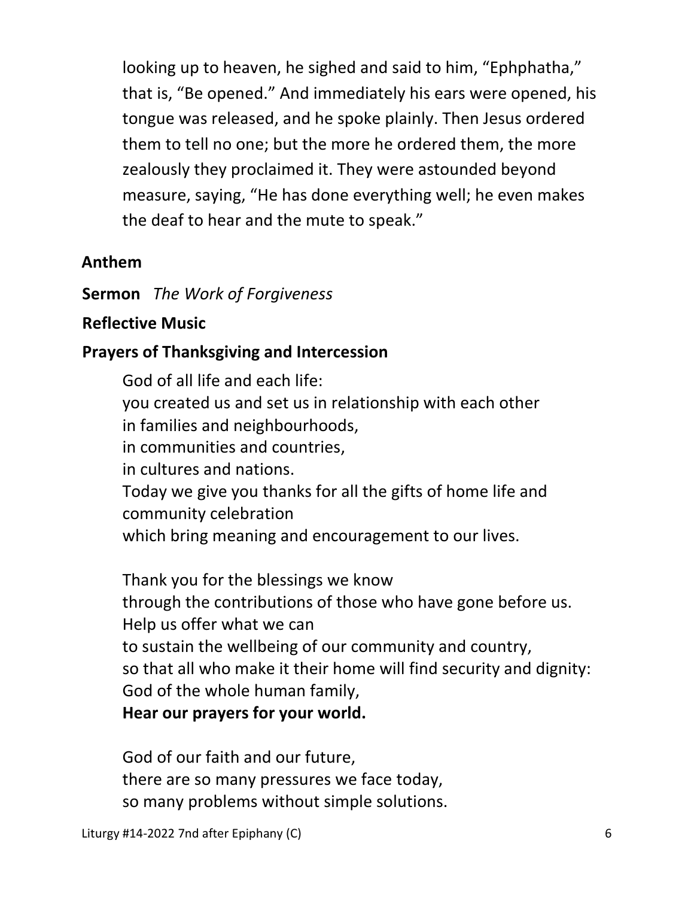looking up to heaven, he sighed and said to him, "Ephphatha," that is, "Be opened." And immediately his ears were opened, his tongue was released, and he spoke plainly. Then Jesus ordered them to tell no one; but the more he ordered them, the more zealously they proclaimed it. They were astounded beyond measure, saying, "He has done everything well; he even makes the deaf to hear and the mute to speak."

**Anthem**

**Sermon** *The Work of Forgiveness*

**Reflective Music**

**Prayers of Thanksgiving and Intercession**

God of all life and each life:
you created us and set us in relationship with each other
in families and neighbourhoods,
in communities and countries,
in cultures and nations.
Today we give you thanks for all the gifts of home life and community celebration
which bring meaning and encouragement to our lives.

Thank you for the blessings we know
through the contributions of those who have gone before us.
Help us offer what we can
to sustain the wellbeing of our community and country,
so that all who make it their home will find security and dignity:
God of the whole human family,
**Hear our prayers for your world.**

God of our faith and our future,
there are so many pressures we face today,
so many problems without simple solutions.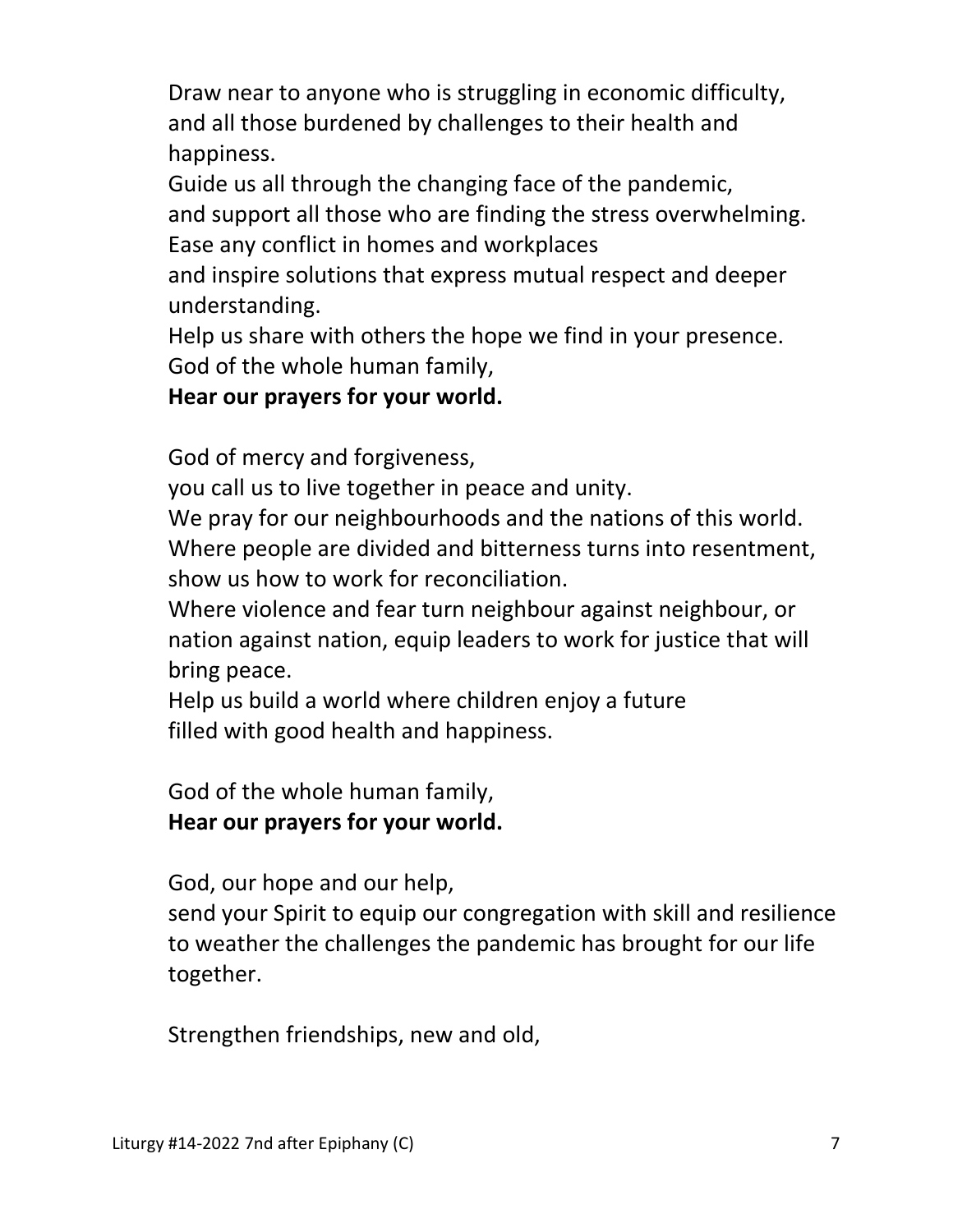Draw near to anyone who is struggling in economic difficulty,
and all those burdened by challenges to their health and happiness.
Guide us all through the changing face of the pandemic,
and support all those who are finding the stress overwhelming.
Ease any conflict in homes and workplaces
and inspire solutions that express mutual respect and deeper understanding.
Help us share with others the hope we find in your presence.
God of the whole human family,
**Hear our prayers for your world.**

God of mercy and forgiveness,
you call us to live together in peace and unity.
We pray for our neighbourhoods and the nations of this world.
Where people are divided and bitterness turns into resentment,
show us how to work for reconciliation.
Where violence and fear turn neighbour against neighbour, or nation against nation, equip leaders to work for justice that will bring peace.
Help us build a world where children enjoy a future
filled with good health and happiness.

God of the whole human family,
**Hear our prayers for your world.**

God, our hope and our help,
send your Spirit to equip our congregation with skill and resilience to weather the challenges the pandemic has brought for our life together.

Strengthen friendships, new and old,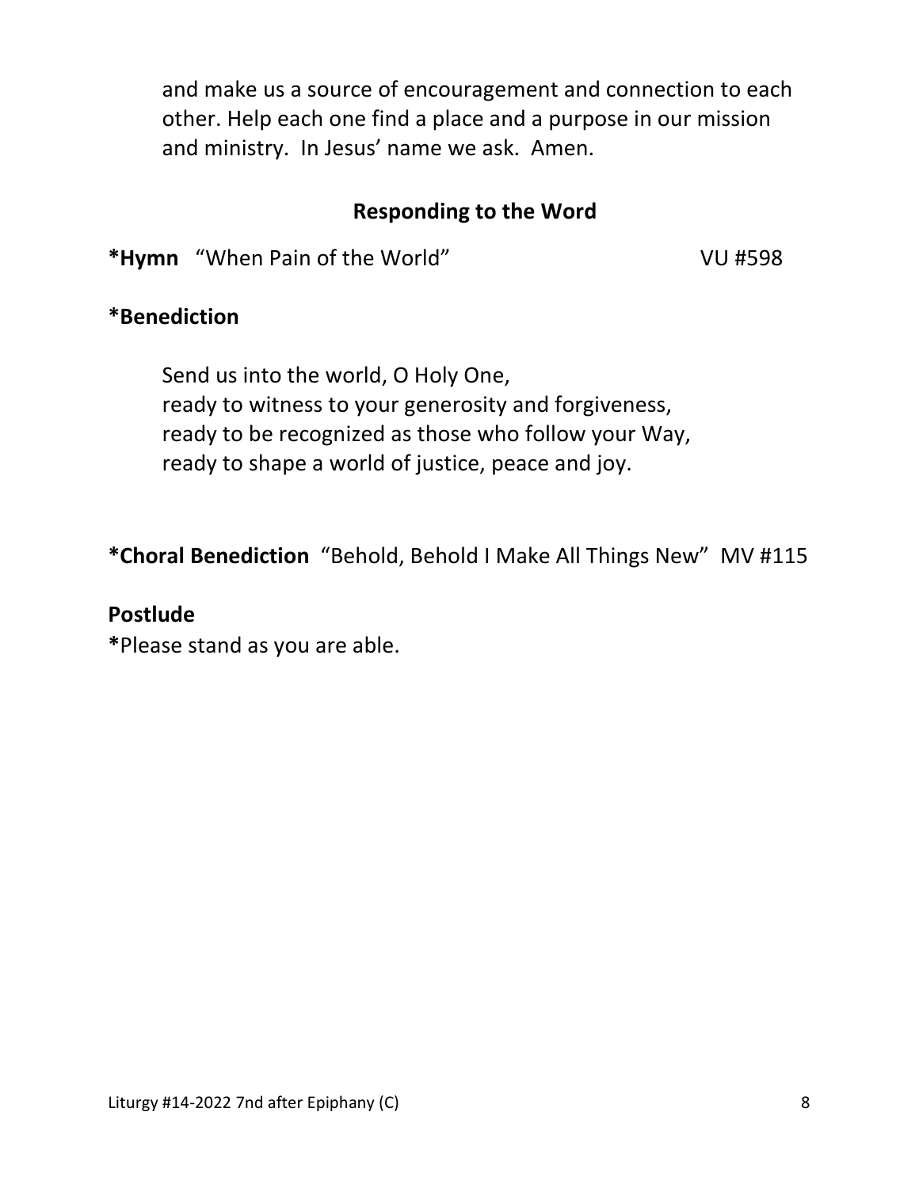and make us a source of encouragement and connection to each other. Help each one find a place and a purpose in our mission and ministry. In Jesus' name we ask. Amen.

### Responding to the Word

**\*Hymn** "When Pain of the World" VU #598

**\*Benediction**

Send us into the world, O Holy One,
ready to witness to your generosity and forgiveness,
ready to be recognized as those who follow your Way,
ready to shape a world of justice, peace and joy.

**\*Choral Benediction** "Behold, Behold I Make All Things New" MV #115

**Postlude**

**\***Please stand as you are able.